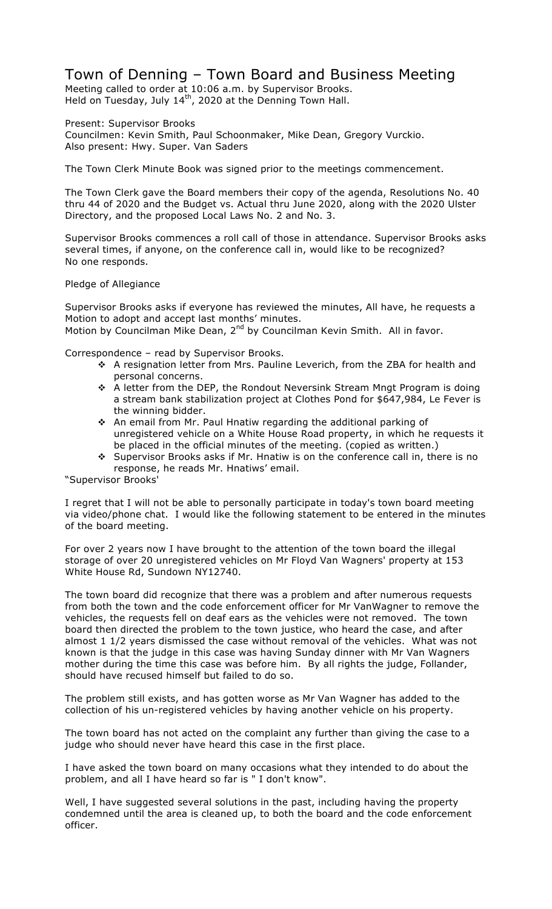# Town of Denning – Town Board and Business Meeting

Meeting called to order at 10:06 a.m. by Supervisor Brooks.
Held on Tuesday, July 14th, 2020 at the Denning Town Hall.

Present: Supervisor Brooks
Councilmen: Kevin Smith, Paul Schoonmaker, Mike Dean, Gregory Vurckio.
Also present: Hwy. Super. Van Saders

The Town Clerk Minute Book was signed prior to the meetings commencement.

The Town Clerk gave the Board members their copy of the agenda, Resolutions No. 40 thru 44 of 2020 and the Budget vs. Actual thru June 2020, along with the 2020 Ulster Directory, and the proposed Local Laws No. 2 and No. 3.

Supervisor Brooks commences a roll call of those in attendance. Supervisor Brooks asks several times, if anyone, on the conference call in, would like to be recognized? No one responds.

Pledge of Allegiance

Supervisor Brooks asks if everyone has reviewed the minutes, All have, he requests a Motion to adopt and accept last months' minutes.
Motion by Councilman Mike Dean, 2nd by Councilman Kevin Smith. All in favor.

Correspondence – read by Supervisor Brooks.

- A resignation letter from Mrs. Pauline Leverich, from the ZBA for health and personal concerns.
- A letter from the DEP, the Rondout Neversink Stream Mngt Program is doing a stream bank stabilization project at Clothes Pond for $647,984, Le Fever is the winning bidder.
- An email from Mr. Paul Hnatiw regarding the additional parking of unregistered vehicle on a White House Road property, in which he requests it be placed in the official minutes of the meeting. (copied as written.)
- Supervisor Brooks asks if Mr. Hnatiw is on the conference call in, there is no response, he reads Mr. Hnatiws' email.

"Supervisor Brooks'

I regret that I will not be able to personally participate in today's town board meeting via video/phone chat. I would like the following statement to be entered in the minutes of the board meeting.

For over 2 years now I have brought to the attention of the town board the illegal storage of over 20 unregistered vehicles on Mr Floyd Van Wagners' property at 153 White House Rd, Sundown NY12740.

The town board did recognize that there was a problem and after numerous requests from both the town and the code enforcement officer for Mr VanWagner to remove the vehicles, the requests fell on deaf ears as the vehicles were not removed. The town board then directed the problem to the town justice, who heard the case, and after almost 1 1/2 years dismissed the case without removal of the vehicles. What was not known is that the judge in this case was having Sunday dinner with Mr Van Wagners mother during the time this case was before him. By all rights the judge, Follander, should have recused himself but failed to do so.

The problem still exists, and has gotten worse as Mr Van Wagner has added to the collection of his un-registered vehicles by having another vehicle on his property.

The town board has not acted on the complaint any further than giving the case to a judge who should never have heard this case in the first place.

I have asked the town board on many occasions what they intended to do about the problem, and all I have heard so far is " I don't know".

Well, I have suggested several solutions in the past, including having the property condemned until the area is cleaned up, to both the board and the code enforcement officer.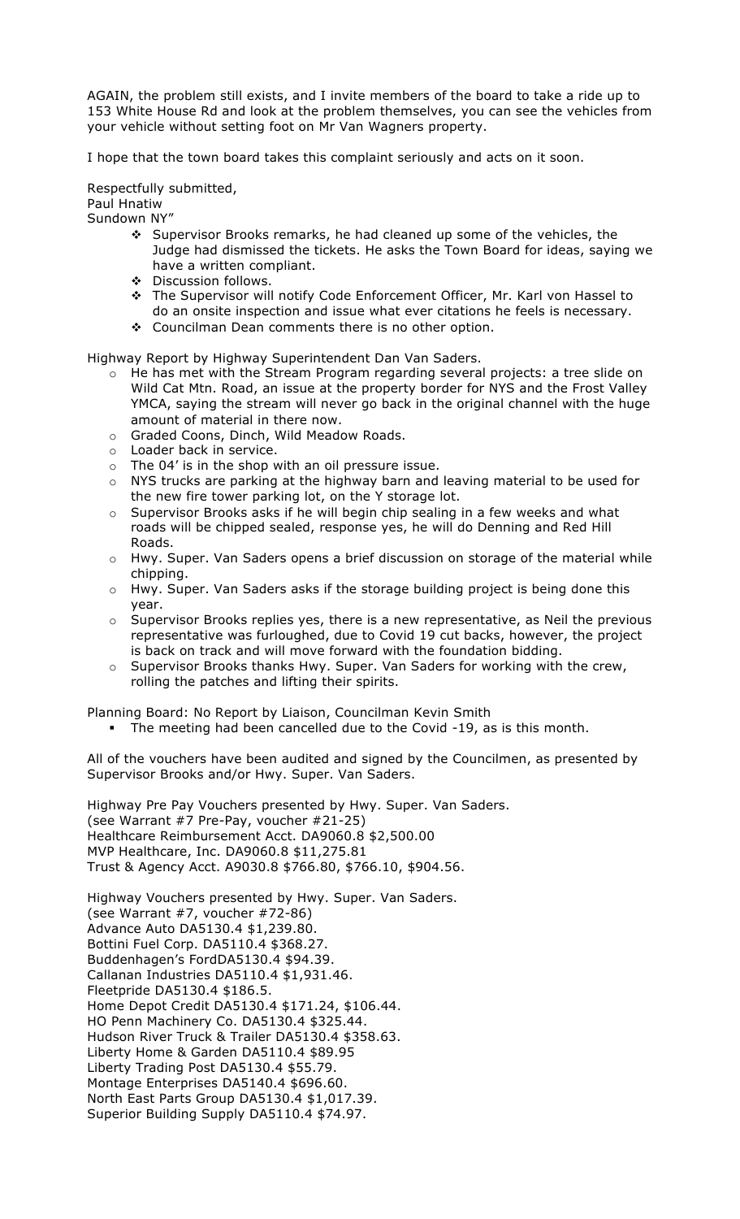AGAIN, the problem still exists, and I invite members of the board to take a ride up to 153 White House Rd and look at the problem themselves, you can see the vehicles from your vehicle without setting foot on Mr Van Wagners property.

I hope that the town board takes this complaint seriously and acts on it soon.

Respectfully submitted,
Paul Hnatiw
Sundown NY"

- ❖ Supervisor Brooks remarks, he had cleaned up some of the vehicles, the Judge had dismissed the tickets. He asks the Town Board for ideas, saying we have a written compliant.
- ❖ Discussion follows.
- ❖ The Supervisor will notify Code Enforcement Officer, Mr. Karl von Hassel to do an onsite inspection and issue what ever citations he feels is necessary.
- ❖ Councilman Dean comments there is no other option.

Highway Report by Highway Superintendent Dan Van Saders.

- o He has met with the Stream Program regarding several projects: a tree slide on Wild Cat Mtn. Road, an issue at the property border for NYS and the Frost Valley YMCA, saying the stream will never go back in the original channel with the huge amount of material in there now.
- o Graded Coons, Dinch, Wild Meadow Roads.
- o Loader back in service.
- o The 04' is in the shop with an oil pressure issue.
- o NYS trucks are parking at the highway barn and leaving material to be used for the new fire tower parking lot, on the Y storage lot.
- o Supervisor Brooks asks if he will begin chip sealing in a few weeks and what roads will be chipped sealed, response yes, he will do Denning and Red Hill Roads.
- o Hwy. Super. Van Saders opens a brief discussion on storage of the material while chipping.
- o Hwy. Super. Van Saders asks if the storage building project is being done this year.
- o Supervisor Brooks replies yes, there is a new representative, as Neil the previous representative was furloughed, due to Covid 19 cut backs, however, the project is back on track and will move forward with the foundation bidding.
- o Supervisor Brooks thanks Hwy. Super. Van Saders for working with the crew, rolling the patches and lifting their spirits.

Planning Board: No Report by Liaison, Councilman Kevin Smith

- ▪ The meeting had been cancelled due to the Covid -19, as is this month.

All of the vouchers have been audited and signed by the Councilmen, as presented by Supervisor Brooks and/or Hwy. Super. Van Saders.

Highway Pre Pay Vouchers presented by Hwy. Super. Van Saders.
(see Warrant #7 Pre-Pay, voucher #21-25)
Healthcare Reimbursement Acct. DA9060.8 $2,500.00
MVP Healthcare, Inc. DA9060.8 $11,275.81
Trust & Agency Acct. A9030.8 $766.80, $766.10, $904.56.

Highway Vouchers presented by Hwy. Super. Van Saders.
(see Warrant #7, voucher #72-86)
Advance Auto DA5130.4 $1,239.80.
Bottini Fuel Corp. DA5110.4 $368.27.
Buddenhagen's FordDA5130.4 $94.39.
Callanan Industries DA5110.4 $1,931.46.
Fleetpride DA5130.4 $186.5.
Home Depot Credit DA5130.4 $171.24, $106.44.
HO Penn Machinery Co. DA5130.4 $325.44.
Hudson River Truck & Trailer DA5130.4 $358.63.
Liberty Home & Garden DA5110.4 $89.95
Liberty Trading Post DA5130.4 $55.79.
Montage Enterprises DA5140.4 $696.60.
North East Parts Group DA5130.4 $1,017.39.
Superior Building Supply DA5110.4 $74.97.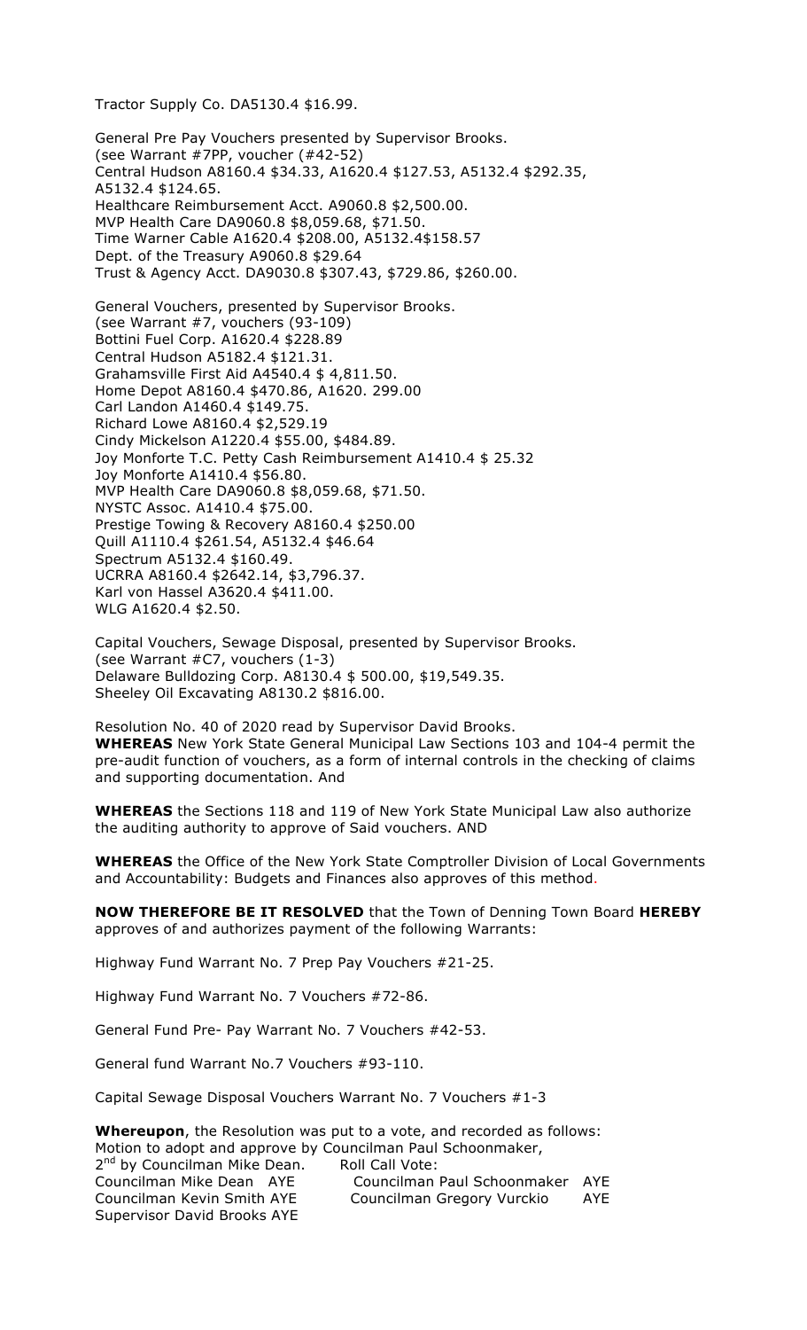Tractor Supply Co. DA5130.4 $16.99.

General Pre Pay Vouchers presented by Supervisor Brooks.
(see Warrant #7PP, voucher (#42-52)
Central Hudson A8160.4 $34.33, A1620.4 $127.53, A5132.4 $292.35, A5132.4 $124.65.
Healthcare Reimbursement Acct. A9060.8 $2,500.00.
MVP Health Care DA9060.8 $8,059.68, $71.50.
Time Warner Cable A1620.4 $208.00, A5132.4$158.57
Dept. of the Treasury A9060.8 $29.64
Trust & Agency Acct. DA9030.8 $307.43, $729.86, $260.00.

General Vouchers, presented by Supervisor Brooks.
(see Warrant #7, vouchers (93-109)
Bottini Fuel Corp. A1620.4 $228.89
Central Hudson A5182.4 $121.31.
Grahamsville First Aid A4540.4 $ 4,811.50.
Home Depot A8160.4 $470.86, A1620. 299.00
Carl Landon A1460.4 $149.75.
Richard Lowe A8160.4 $2,529.19
Cindy Mickelson A1220.4 $55.00, $484.89.
Joy Monforte T.C. Petty Cash Reimbursement A1410.4 $ 25.32
Joy Monforte A1410.4 $56.80.
MVP Health Care DA9060.8 $8,059.68, $71.50.
NYSTC Assoc. A1410.4 $75.00.
Prestige Towing & Recovery A8160.4 $250.00
Quill A1110.4 $261.54, A5132.4 $46.64
Spectrum A5132.4 $160.49.
UCRRA A8160.4 $2642.14, $3,796.37.
Karl von Hassel A3620.4 $411.00.
WLG A1620.4 $2.50.

Capital Vouchers, Sewage Disposal, presented by Supervisor Brooks.
(see Warrant #C7, vouchers (1-3)
Delaware Bulldozing Corp. A8130.4 $ 500.00, $19,549.35.
Sheeley Oil Excavating A8130.2 $816.00.

Resolution No. 40 of 2020 read by Supervisor David Brooks.
**WHEREAS** New York State General Municipal Law Sections 103 and 104-4 permit the pre-audit function of vouchers, as a form of internal controls in the checking of claims and supporting documentation. And

**WHEREAS** the Sections 118 and 119 of New York State Municipal Law also authorize the auditing authority to approve of Said vouchers. AND

**WHEREAS** the Office of the New York State Comptroller Division of Local Governments and Accountability: Budgets and Finances also approves of this method.

**NOW THEREFORE BE IT RESOLVED** that the Town of Denning Town Board **HEREBY** approves of and authorizes payment of the following Warrants:

Highway Fund Warrant No. 7 Prep Pay Vouchers #21-25.

Highway Fund Warrant No. 7 Vouchers #72-86.

General Fund Pre- Pay Warrant No. 7 Vouchers #42-53.

General fund Warrant No.7 Vouchers #93-110.

Capital Sewage Disposal Vouchers Warrant No. 7 Vouchers #1-3

**Whereupon**, the Resolution was put to a vote, and recorded as follows:
Motion to adopt and approve by Councilman Paul Schoonmaker,
2nd by Councilman Mike Dean. Roll Call Vote:
Councilman Mike Dean AYE Councilman Paul Schoonmaker AYE
Councilman Kevin Smith AYE Councilman Gregory Vurckio AYE
Supervisor David Brooks AYE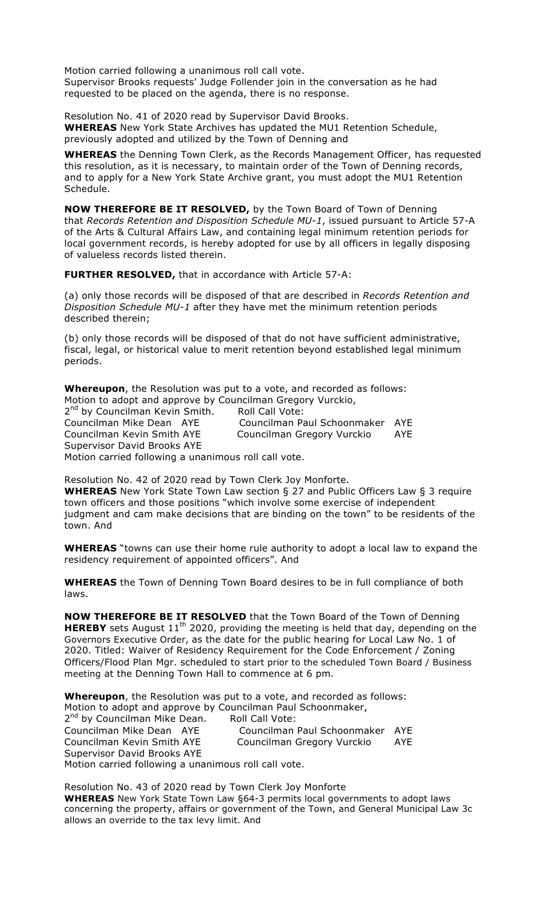Motion carried following a unanimous roll call vote.
Supervisor Brooks requests' Judge Follender join in the conversation as he had requested to be placed on the agenda, there is no response.

Resolution No. 41 of 2020 read by Supervisor David Brooks.
**WHEREAS** New York State Archives has updated the MU1 Retention Schedule, previously adopted and utilized by the Town of Denning and

**WHEREAS** the Denning Town Clerk, as the Records Management Officer, has requested this resolution, as it is necessary, to maintain order of the Town of Denning records, and to apply for a New York State Archive grant, you must adopt the MU1 Retention Schedule.

**NOW THEREFORE BE IT RESOLVED,** by the Town Board of Town of Denning that *Records Retention and Disposition Schedule MU-1*, issued pursuant to Article 57-A of the Arts & Cultural Affairs Law, and containing legal minimum retention periods for local government records, is hereby adopted for use by all officers in legally disposing of valueless records listed therein.

**FURTHER RESOLVED,** that in accordance with Article 57-A:

(a) only those records will be disposed of that are described in *Records Retention and Disposition Schedule MU-1* after they have met the minimum retention periods described therein;

(b) only those records will be disposed of that do not have sufficient administrative, fiscal, legal, or historical value to merit retention beyond established legal minimum periods.

**Whereupon**, the Resolution was put to a vote, and recorded as follows:
Motion to adopt and approve by Councilman Gregory Vurckio,
2nd by Councilman Kevin Smith. Roll Call Vote:
Councilman Mike Dean AYE Councilman Paul Schoonmaker AYE
Councilman Kevin Smith AYE Councilman Gregory Vurckio AYE
Supervisor David Brooks AYE
Motion carried following a unanimous roll call vote.

Resolution No. 42 of 2020 read by Town Clerk Joy Monforte.
**WHEREAS** New York State Town Law section § 27 and Public Officers Law § 3 require town officers and those positions "which involve some exercise of independent judgment and cam make decisions that are binding on the town" to be residents of the town. And

**WHEREAS** "towns can use their home rule authority to adopt a local law to expand the residency requirement of appointed officers". And

**WHEREAS** the Town of Denning Town Board desires to be in full compliance of both laws.

**NOW THEREFORE BE IT RESOLVED** that the Town Board of the Town of Denning **HEREBY** sets August 11th 2020, providing the meeting is held that day, depending on the Governors Executive Order, as the date for the public hearing for Local Law No. 1 of 2020. Titled: Waiver of Residency Requirement for the Code Enforcement / Zoning Officers/Flood Plan Mgr. scheduled to start prior to the scheduled Town Board / Business meeting at the Denning Town Hall to commence at 6 pm.

**Whereupon**, the Resolution was put to a vote, and recorded as follows:
Motion to adopt and approve by Councilman Paul Schoonmaker,
2nd by Councilman Mike Dean. Roll Call Vote:
Councilman Mike Dean AYE Councilman Paul Schoonmaker AYE
Councilman Kevin Smith AYE Councilman Gregory Vurckio AYE
Supervisor David Brooks AYE
Motion carried following a unanimous roll call vote.

Resolution No. 43 of 2020 read by Town Clerk Joy Monforte
**WHEREAS** New York State Town Law §64-3 permits local governments to adopt laws concerning the property, affairs or government of the Town, and General Municipal Law 3c allows an override to the tax levy limit. And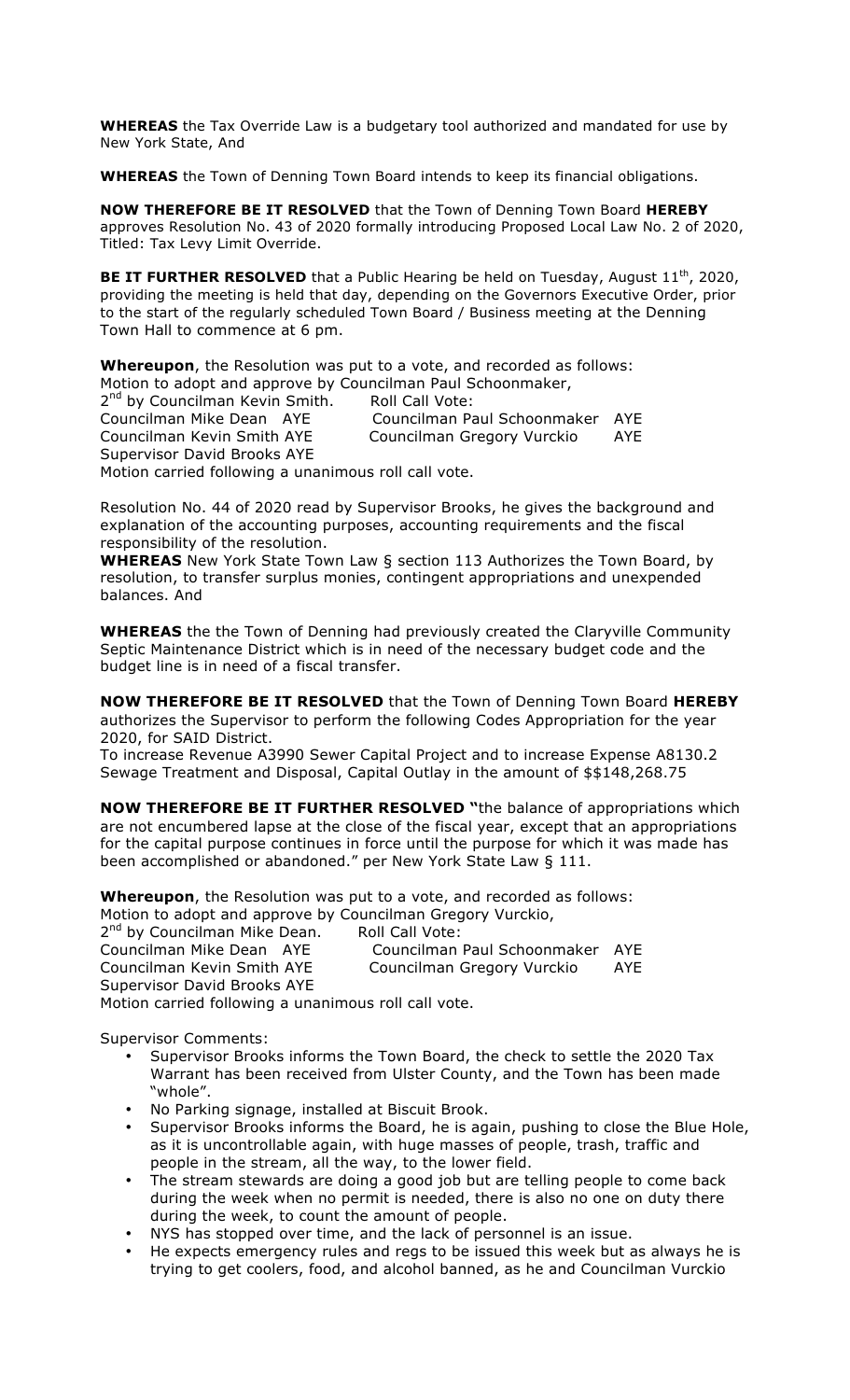**WHEREAS** the Tax Override Law is a budgetary tool authorized and mandated for use by New York State, And

**WHEREAS** the Town of Denning Town Board intends to keep its financial obligations.

**NOW THEREFORE BE IT RESOLVED** that the Town of Denning Town Board **HEREBY** approves Resolution No. 43 of 2020 formally introducing Proposed Local Law No. 2 of 2020, Titled: Tax Levy Limit Override.

**BE IT FURTHER RESOLVED** that a Public Hearing be held on Tuesday, August 11th, 2020, providing the meeting is held that day, depending on the Governors Executive Order, prior to the start of the regularly scheduled Town Board / Business meeting at the Denning Town Hall to commence at 6 pm.

**Whereupon**, the Resolution was put to a vote, and recorded as follows:
Motion to adopt and approve by Councilman Paul Schoonmaker,
2nd by Councilman Kevin Smith. Roll Call Vote:
Councilman Mike Dean AYE Councilman Paul Schoonmaker AYE
Councilman Kevin Smith AYE Councilman Gregory Vurckio AYE
Supervisor David Brooks AYE
Motion carried following a unanimous roll call vote.

Resolution No. 44 of 2020 read by Supervisor Brooks, he gives the background and explanation of the accounting purposes, accounting requirements and the fiscal responsibility of the resolution.
**WHEREAS** New York State Town Law § section 113 Authorizes the Town Board, by resolution, to transfer surplus monies, contingent appropriations and unexpended balances. And

**WHEREAS** the the Town of Denning had previously created the Claryville Community Septic Maintenance District which is in need of the necessary budget code and the budget line is in need of a fiscal transfer.

**NOW THEREFORE BE IT RESOLVED** that the Town of Denning Town Board **HEREBY** authorizes the Supervisor to perform the following Codes Appropriation for the year 2020, for SAID District.
To increase Revenue A3990 Sewer Capital Project and to increase Expense A8130.2 Sewage Treatment and Disposal, Capital Outlay in the amount of $$148,268.75

**NOW THEREFORE BE IT FURTHER RESOLVED "**the balance of appropriations which are not encumbered lapse at the close of the fiscal year, except that an appropriations for the capital purpose continues in force until the purpose for which it was made has been accomplished or abandoned." per New York State Law § 111.

**Whereupon**, the Resolution was put to a vote, and recorded as follows:
Motion to adopt and approve by Councilman Gregory Vurckio,
2nd by Councilman Mike Dean. Roll Call Vote:
Councilman Mike Dean AYE Councilman Paul Schoonmaker AYE
Councilman Kevin Smith AYE Councilman Gregory Vurckio AYE
Supervisor David Brooks AYE
Motion carried following a unanimous roll call vote.

Supervisor Comments:

- Supervisor Brooks informs the Town Board, the check to settle the 2020 Tax Warrant has been received from Ulster County, and the Town has been made "whole".
- No Parking signage, installed at Biscuit Brook.
- Supervisor Brooks informs the Board, he is again, pushing to close the Blue Hole, as it is uncontrollable again, with huge masses of people, trash, traffic and people in the stream, all the way, to the lower field.
- The stream stewards are doing a good job but are telling people to come back during the week when no permit is needed, there is also no one on duty there during the week, to count the amount of people.
- NYS has stopped over time, and the lack of personnel is an issue.
- He expects emergency rules and regs to be issued this week but as always he is trying to get coolers, food, and alcohol banned, as he and Councilman Vurckio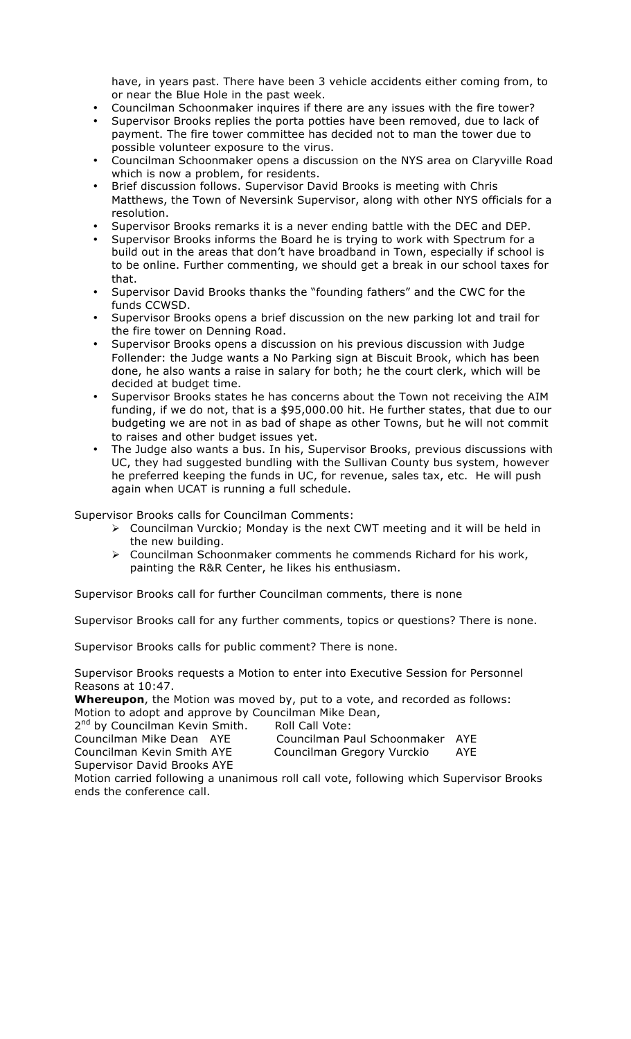have, in years past. There have been 3 vehicle accidents either coming from, to or near the Blue Hole in the past week.

- Councilman Schoonmaker inquires if there are any issues with the fire tower?
- Supervisor Brooks replies the porta potties have been removed, due to lack of payment. The fire tower committee has decided not to man the tower due to possible volunteer exposure to the virus.
- Councilman Schoonmaker opens a discussion on the NYS area on Claryville Road which is now a problem, for residents.
- Brief discussion follows. Supervisor David Brooks is meeting with Chris Matthews, the Town of Neversink Supervisor, along with other NYS officials for a resolution.
- Supervisor Brooks remarks it is a never ending battle with the DEC and DEP.
- Supervisor Brooks informs the Board he is trying to work with Spectrum for a build out in the areas that don't have broadband in Town, especially if school is to be online. Further commenting, we should get a break in our school taxes for that.
- Supervisor David Brooks thanks the "founding fathers" and the CWC for the funds CCWSD.
- Supervisor Brooks opens a brief discussion on the new parking lot and trail for the fire tower on Denning Road.
- Supervisor Brooks opens a discussion on his previous discussion with Judge Follender: the Judge wants a No Parking sign at Biscuit Brook, which has been done, he also wants a raise in salary for both; he the court clerk, which will be decided at budget time.
- Supervisor Brooks states he has concerns about the Town not receiving the AIM funding, if we do not, that is a $95,000.00 hit. He further states, that due to our budgeting we are not in as bad of shape as other Towns, but he will not commit to raises and other budget issues yet.
- The Judge also wants a bus. In his, Supervisor Brooks, previous discussions with UC, they had suggested bundling with the Sullivan County bus system, however he preferred keeping the funds in UC, for revenue, sales tax, etc. He will push again when UCAT is running a full schedule.

Supervisor Brooks calls for Councilman Comments:

- Councilman Vurckio; Monday is the next CWT meeting and it will be held in the new building.
- Councilman Schoonmaker comments he commends Richard for his work, painting the R&R Center, he likes his enthusiasm.

Supervisor Brooks call for further Councilman comments, there is none

Supervisor Brooks call for any further comments, topics or questions? There is none.

Supervisor Brooks calls for public comment? There is none.

Supervisor Brooks requests a Motion to enter into Executive Session for Personnel Reasons at 10:47.

**Whereupon**, the Motion was moved by, put to a vote, and recorded as follows:
Motion to adopt and approve by Councilman Mike Dean,
2nd by Councilman Kevin Smith. Roll Call Vote:
Councilman Mike Dean AYE Councilman Paul Schoonmaker AYE
Councilman Kevin Smith AYE Councilman Gregory Vurckio AYE
Supervisor David Brooks AYE

Motion carried following a unanimous roll call vote, following which Supervisor Brooks ends the conference call.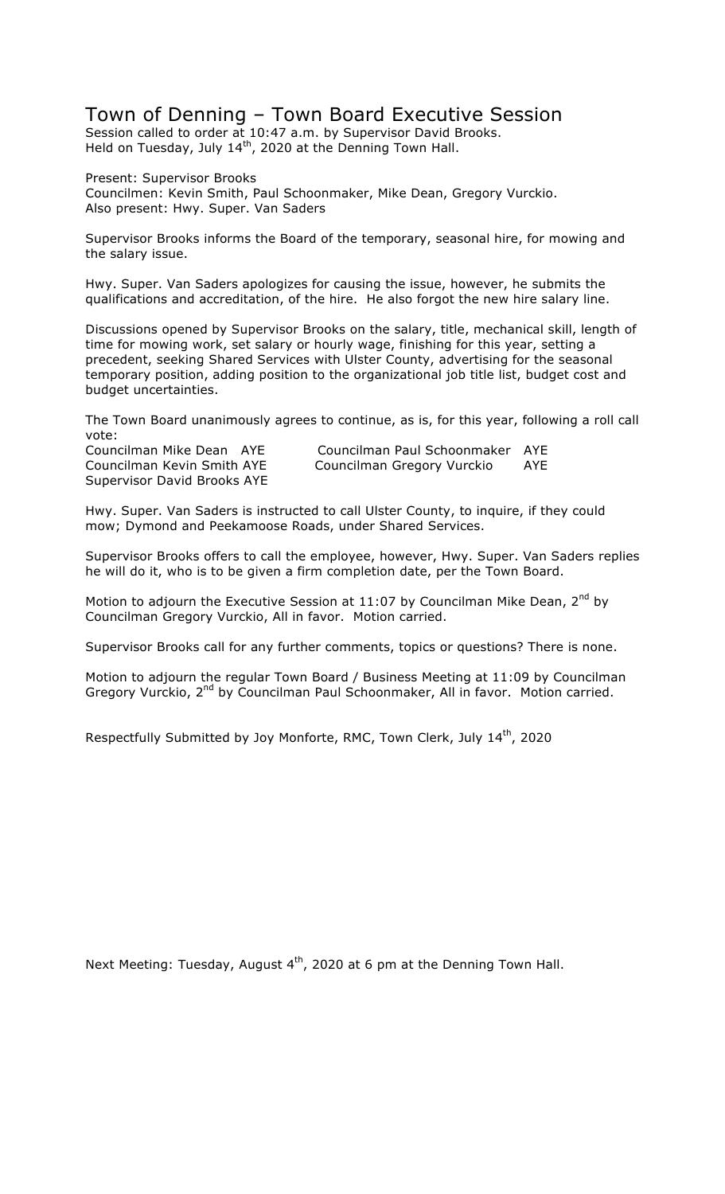# Town of Denning – Town Board Executive Session

Session called to order at 10:47 a.m. by Supervisor David Brooks.
Held on Tuesday, July 14th, 2020 at the Denning Town Hall.

Present: Supervisor Brooks
Councilmen: Kevin Smith, Paul Schoonmaker, Mike Dean, Gregory Vurckio.
Also present: Hwy. Super. Van Saders

Supervisor Brooks informs the Board of the temporary, seasonal hire, for mowing and the salary issue.

Hwy. Super. Van Saders apologizes for causing the issue, however, he submits the qualifications and accreditation, of the hire. He also forgot the new hire salary line.

Discussions opened by Supervisor Brooks on the salary, title, mechanical skill, length of time for mowing work, set salary or hourly wage, finishing for this year, setting a precedent, seeking Shared Services with Ulster County, advertising for the seasonal temporary position, adding position to the organizational job title list, budget cost and budget uncertainties.

The Town Board unanimously agrees to continue, as is, for this year, following a roll call vote:

| | |
|---|---|
| Councilman Mike Dean AYE | Councilman Paul Schoonmaker AYE |
| Councilman Kevin Smith AYE | Councilman Gregory Vurckio AYE |
| Supervisor David Brooks AYE | |

Hwy. Super. Van Saders is instructed to call Ulster County, to inquire, if they could mow; Dymond and Peekamoose Roads, under Shared Services.

Supervisor Brooks offers to call the employee, however, Hwy. Super. Van Saders replies he will do it, who is to be given a firm completion date, per the Town Board.

Motion to adjourn the Executive Session at 11:07 by Councilman Mike Dean, 2nd by Councilman Gregory Vurckio, All in favor. Motion carried.

Supervisor Brooks call for any further comments, topics or questions? There is none.

Motion to adjourn the regular Town Board / Business Meeting at 11:09 by Councilman Gregory Vurckio, 2nd by Councilman Paul Schoonmaker, All in favor. Motion carried.

Respectfully Submitted by Joy Monforte, RMC, Town Clerk, July 14th, 2020

Next Meeting: Tuesday, August 4th, 2020 at 6 pm at the Denning Town Hall.